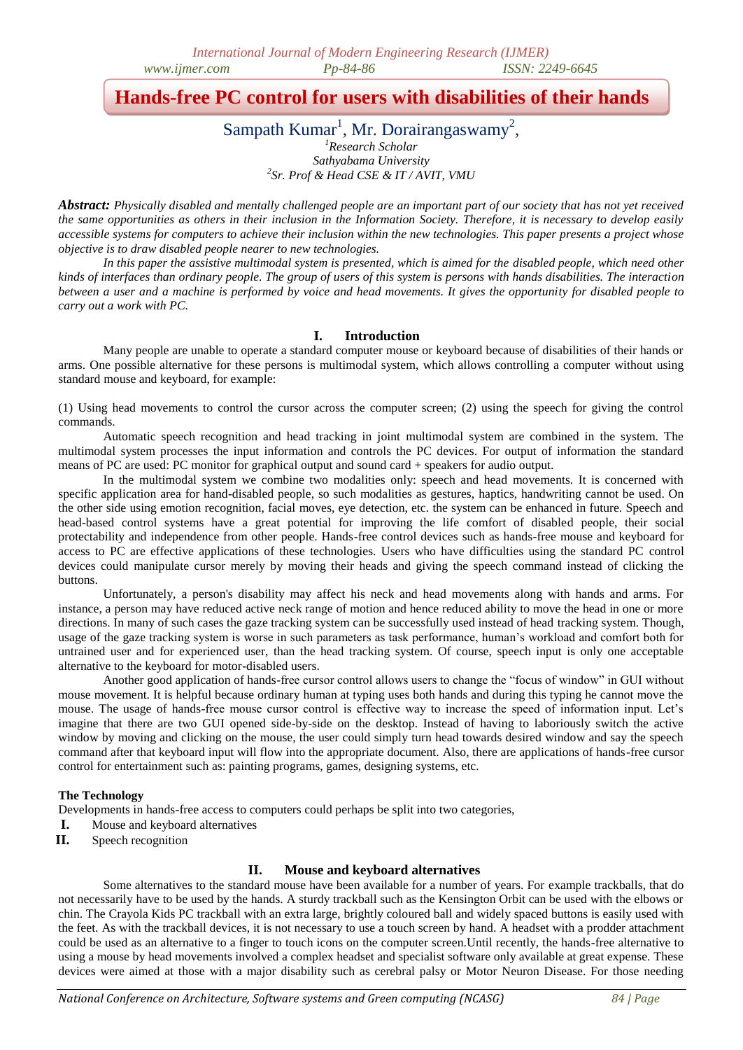// Hands-free PC control for users with disabilities of their hands

# Hands-free PC control for users with disabilities of their hands

Sampath Kumar[1], Mr. Dorairangaswamy[2],

[1]*Research Scholar*
*Sathyabama University*
[2]*Sr. Prof & Head CSE & IT / AVIT, VMU*

***Abstract:*** *Physically disabled and mentally challenged people are an important part of our society that has not yet received the same opportunities as others in their inclusion in the Information Society. Therefore, it is necessary to develop easily accessible systems for computers to achieve their inclusion within the new technologies. This paper presents a project whose objective is to draw disabled people nearer to new technologies.*

*In this paper the assistive multimodal system is presented, which is aimed for the disabled people, which need other kinds of interfaces than ordinary people. The group of users of this system is persons with hands disabilities. The interaction between a user and a machine is performed by voice and head movements. It gives the opportunity for disabled people to carry out a work with PC.*

## I. Introduction

Many people are unable to operate a standard computer mouse or keyboard because of disabilities of their hands or arms. One possible alternative for these persons is multimodal system, which allows controlling a computer without using standard mouse and keyboard, for example:

(1) Using head movements to control the cursor across the computer screen; (2) using the speech for giving the control commands.

Automatic speech recognition and head tracking in joint multimodal system are combined in the system. The multimodal system processes the input information and controls the PC devices. For output of information the standard means of PC are used: PC monitor for graphical output and sound card + speakers for audio output.

In the multimodal system we combine two modalities only: speech and head movements. It is concerned with specific application area for hand-disabled people, so such modalities as gestures, haptics, handwriting cannot be used. On the other side using emotion recognition, facial moves, eye detection, etc. the system can be enhanced in future. Speech and head-based control systems have a great potential for improving the life comfort of disabled people, their social protectability and independence from other people. Hands-free control devices such as hands-free mouse and keyboard for access to PC are effective applications of these technologies. Users who have difficulties using the standard PC control devices could manipulate cursor merely by moving their heads and giving the speech command instead of clicking the buttons.

Unfortunately, a person's disability may affect his neck and head movements along with hands and arms. For instance, a person may have reduced active neck range of motion and hence reduced ability to move the head in one or more directions. In many of such cases the gaze tracking system can be successfully used instead of head tracking system. Though, usage of the gaze tracking system is worse in such parameters as task performance, human's workload and comfort both for untrained user and for experienced user, than the head tracking system. Of course, speech input is only one acceptable alternative to the keyboard for motor-disabled users.

Another good application of hands-free cursor control allows users to change the "focus of window" in GUI without mouse movement. It is helpful because ordinary human at typing uses both hands and during this typing he cannot move the mouse. The usage of hands-free mouse cursor control is effective way to increase the speed of information input. Let's imagine that there are two GUI opened side-by-side on the desktop. Instead of having to laboriously switch the active window by moving and clicking on the mouse, the user could simply turn head towards desired window and say the speech command after that keyboard input will flow into the appropriate document. Also, there are applications of hands-free cursor control for entertainment such as: painting programs, games, designing systems, etc.

**The Technology**

Developments in hands-free access to computers could perhaps be split into two categories,

- **I.** Mouse and keyboard alternatives
- **II.** Speech recognition

## II. Mouse and keyboard alternatives

Some alternatives to the standard mouse have been available for a number of years. For example trackballs, that do not necessarily have to be used by the hands. A sturdy trackball such as the Kensington Orbit can be used with the elbows or chin. The Crayola Kids PC trackball with an extra large, brightly coloured ball and widely spaced buttons is easily used with the feet. As with the trackball devices, it is not necessary to use a touch screen by hand. A headset with a prodder attachment could be used as an alternative to a finger to touch icons on the computer screen.Until recently, the hands-free alternative to using a mouse by head movements involved a complex headset and specialist software only available at great expense. These devices were aimed at those with a major disability such as cerebral palsy or Motor Neuron Disease. For those needing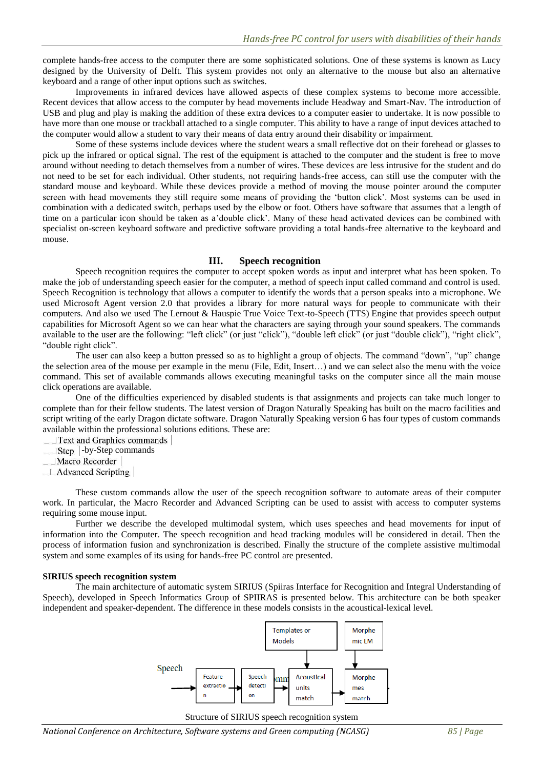complete hands-free access to the computer there are some sophisticated solutions. One of these systems is known as Lucy designed by the University of Delft. This system provides not only an alternative to the mouse but also an alternative keyboard and a range of other input options such as switches.

Improvements in infrared devices have allowed aspects of these complex systems to become more accessible. Recent devices that allow access to the computer by head movements include Headway and Smart-Nav. The introduction of USB and plug and play is making the addition of these extra devices to a computer easier to undertake. It is now possible to have more than one mouse or trackball attached to a single computer. This ability to have a range of input devices attached to the computer would allow a student to vary their means of data entry around their disability or impairment.

Some of these systems include devices where the student wears a small reflective dot on their forehead or glasses to pick up the infrared or optical signal. The rest of the equipment is attached to the computer and the student is free to move around without needing to detach themselves from a number of wires. These devices are less intrusive for the student and do not need to be set for each individual. Other students, not requiring hands-free access, can still use the computer with the standard mouse and keyboard. While these devices provide a method of moving the mouse pointer around the computer screen with head movements they still require some means of providing the 'button click'. Most systems can be used in combination with a dedicated switch, perhaps used by the elbow or foot. Others have software that assumes that a length of time on a particular icon should be taken as a'double click'. Many of these head activated devices can be combined with specialist on-screen keyboard software and predictive software providing a total hands-free alternative to the keyboard and mouse.

## III. Speech recognition

Speech recognition requires the computer to accept spoken words as input and interpret what has been spoken. To make the job of understanding speech easier for the computer, a method of speech input called command and control is used. Speech Recognition is technology that allows a computer to identify the words that a person speaks into a microphone. We used Microsoft Agent version 2.0 that provides a library for more natural ways for people to communicate with their computers. And also we used The Lernout & Hauspie True Voice Text-to-Speech (TTS) Engine that provides speech output capabilities for Microsoft Agent so we can hear what the characters are saying through your sound speakers. The commands available to the user are the following: "left click" (or just "click"), "double left click" (or just "double click"), "right click", "double right click".

The user can also keep a button pressed so as to highlight a group of objects. The command "down", "up" change the selection area of the mouse per example in the menu (File, Edit, Insert…) and we can select also the menu with the voice command. This set of available commands allows executing meaningful tasks on the computer since all the main mouse click operations are available.

One of the difficulties experienced by disabled students is that assignments and projects can take much longer to complete than for their fellow students. The latest version of Dragon Naturally Speaking has built on the macro facilities and script writing of the early Dragon dictate software. Dragon Naturally Speaking version 6 has four types of custom commands available within the professional solutions editions. These are:

- Text and Graphics commands
- Step -by-Step commands
- Macro Recorder
- Advanced Scripting

These custom commands allow the user of the speech recognition software to automate areas of their computer work. In particular, the Macro Recorder and Advanced Scripting can be used to assist with access to computer systems requiring some mouse input.

Further we describe the developed multimodal system, which uses speeches and head movements for input of information into the Computer. The speech recognition and head tracking modules will be considered in detail. Then the process of information fusion and synchronization is described. Finally the structure of the complete assistive multimodal system and some examples of its using for hands-free PC control are presented.

**SIRIUS speech recognition system**

The main architecture of automatic system SIRIUS (Spiiras Interface for Recognition and Integral Understanding of Speech), developed in Speech Informatics Group of SPIIRAS is presented below. This architecture can be both speaker independent and speaker-dependent. The difference in these models consists in the acoustical-lexical level.

Speech → Feature extraction → Speech detection → Acoustical units match (← Templates or Models) → Morphemes match (← Morphemic LM)

Structure of SIRIUS speech recognition system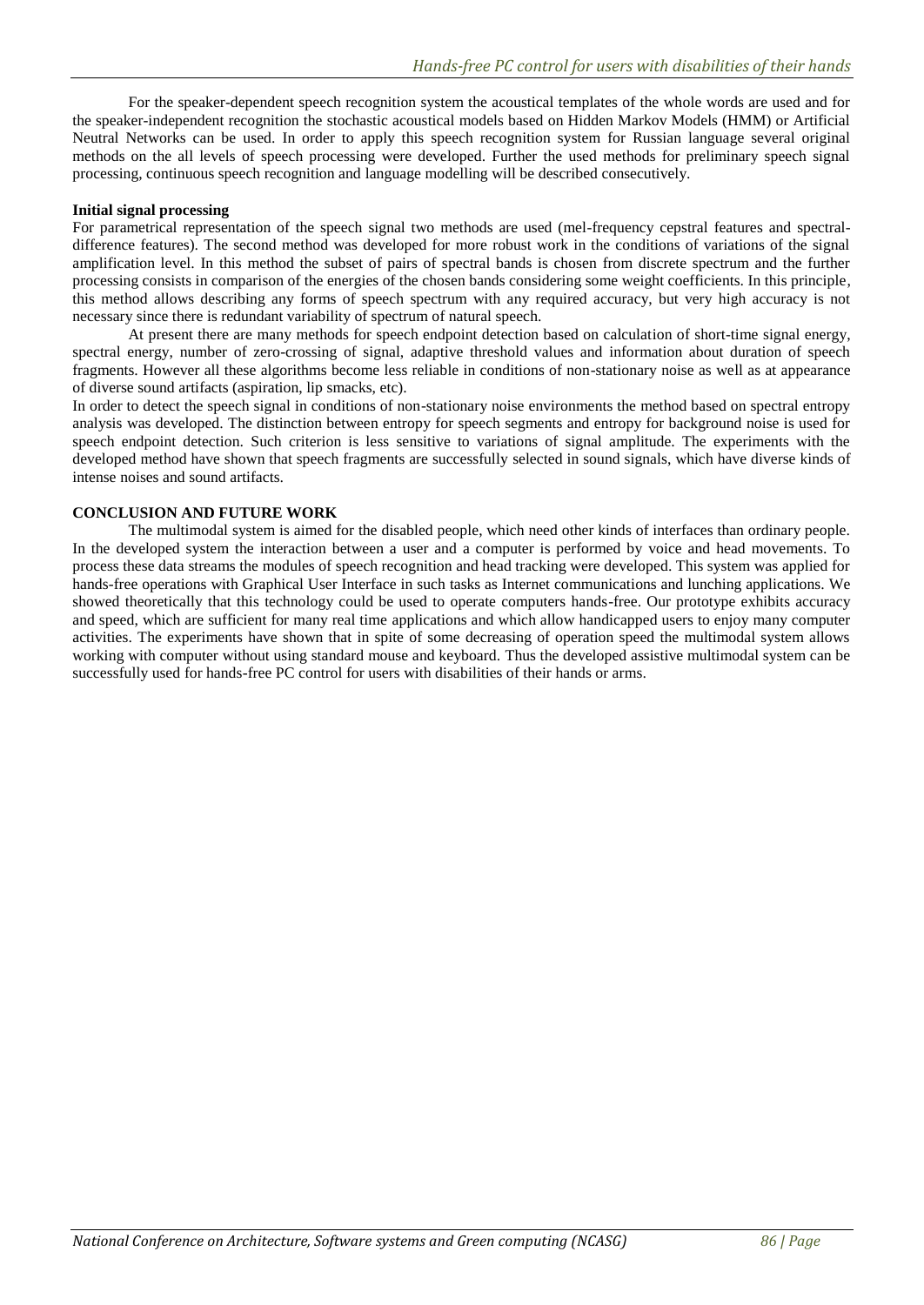For the speaker-dependent speech recognition system the acoustical templates of the whole words are used and for the speaker-independent recognition the stochastic acoustical models based on Hidden Markov Models (HMM) or Artificial Neutral Networks can be used. In order to apply this speech recognition system for Russian language several original methods on the all levels of speech processing were developed. Further the used methods for preliminary speech signal processing, continuous speech recognition and language modelling will be described consecutively.

**Initial signal processing**

For parametrical representation of the speech signal two methods are used (mel-frequency cepstral features and spectral-difference features). The second method was developed for more robust work in the conditions of variations of the signal amplification level. In this method the subset of pairs of spectral bands is chosen from discrete spectrum and the further processing consists in comparison of the energies of the chosen bands considering some weight coefficients. In this principle, this method allows describing any forms of speech spectrum with any required accuracy, but very high accuracy is not necessary since there is redundant variability of spectrum of natural speech.

At present there are many methods for speech endpoint detection based on calculation of short-time signal energy, spectral energy, number of zero-crossing of signal, adaptive threshold values and information about duration of speech fragments. However all these algorithms become less reliable in conditions of non-stationary noise as well as at appearance of diverse sound artifacts (aspiration, lip smacks, etc).

In order to detect the speech signal in conditions of non-stationary noise environments the method based on spectral entropy analysis was developed. The distinction between entropy for speech segments and entropy for background noise is used for speech endpoint detection. Such criterion is less sensitive to variations of signal amplitude. The experiments with the developed method have shown that speech fragments are successfully selected in sound signals, which have diverse kinds of intense noises and sound artifacts.

**CONCLUSION AND FUTURE WORK**

The multimodal system is aimed for the disabled people, which need other kinds of interfaces than ordinary people. In the developed system the interaction between a user and a computer is performed by voice and head movements. To process these data streams the modules of speech recognition and head tracking were developed. This system was applied for hands-free operations with Graphical User Interface in such tasks as Internet communications and lunching applications. We showed theoretically that this technology could be used to operate computers hands-free. Our prototype exhibits accuracy and speed, which are sufficient for many real time applications and which allow handicapped users to enjoy many computer activities. The experiments have shown that in spite of some decreasing of operation speed the multimodal system allows working with computer without using standard mouse and keyboard. Thus the developed assistive multimodal system can be successfully used for hands-free PC control for users with disabilities of their hands or arms.